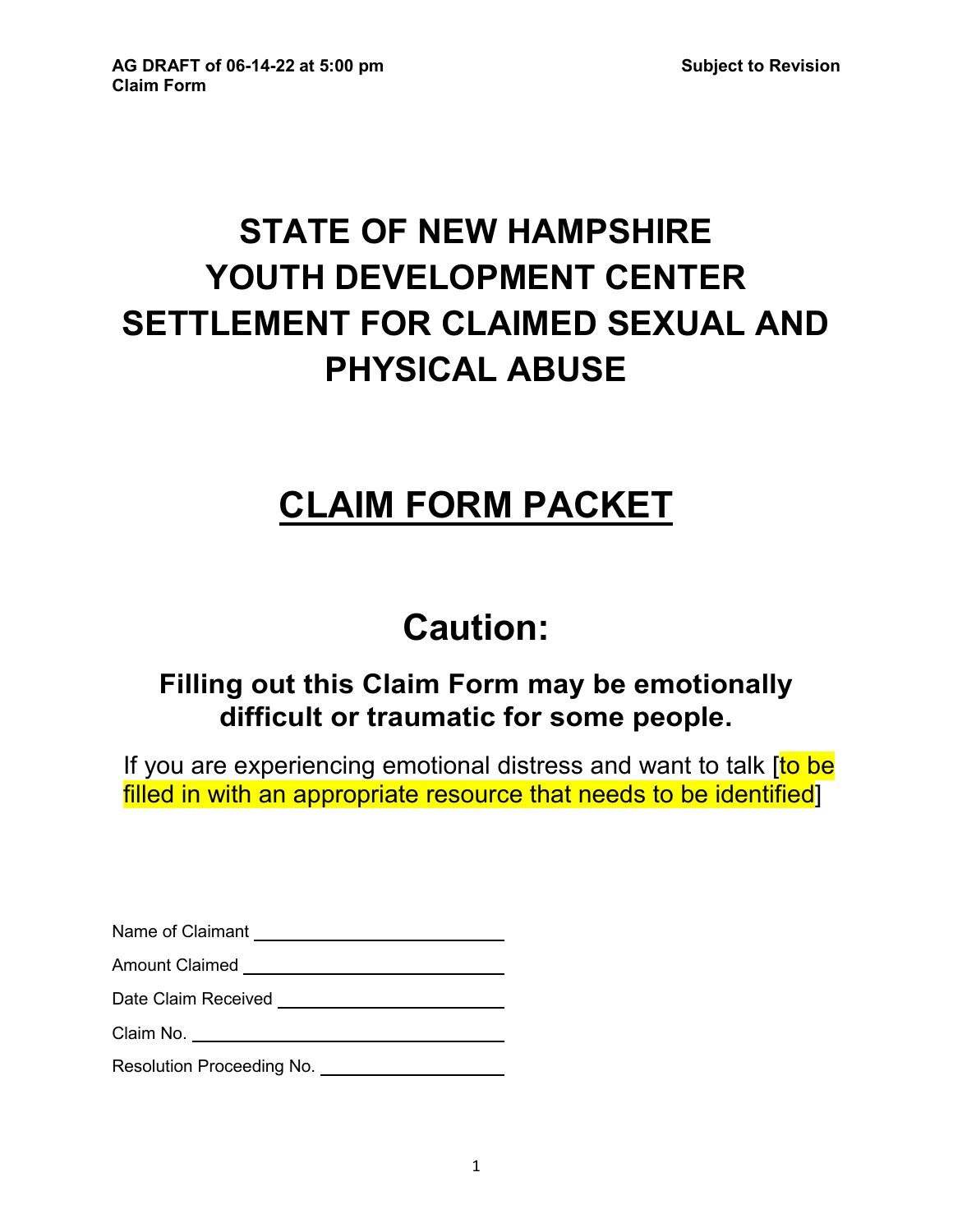**AG DRAFT of 06-14-22 at 5:00 pm** **Subject to Revision**
**Claim Form**

# STATE OF NEW HAMPSHIRE YOUTH DEVELOPMENT CENTER SETTLEMENT FOR CLAIMED SEXUAL AND PHYSICAL ABUSE

# CLAIM FORM PACKET

# Caution:

### Filling out this Claim Form may be emotionally difficult or traumatic for some people.

If you are experiencing emotional distress and want to talk [to be filled in with an appropriate resource that needs to be identified]

Name of Claimant ______________________

Amount Claimed ______________________

Date Claim Received ______________________

Claim No. ______________________

Resolution Proceeding No. ______________________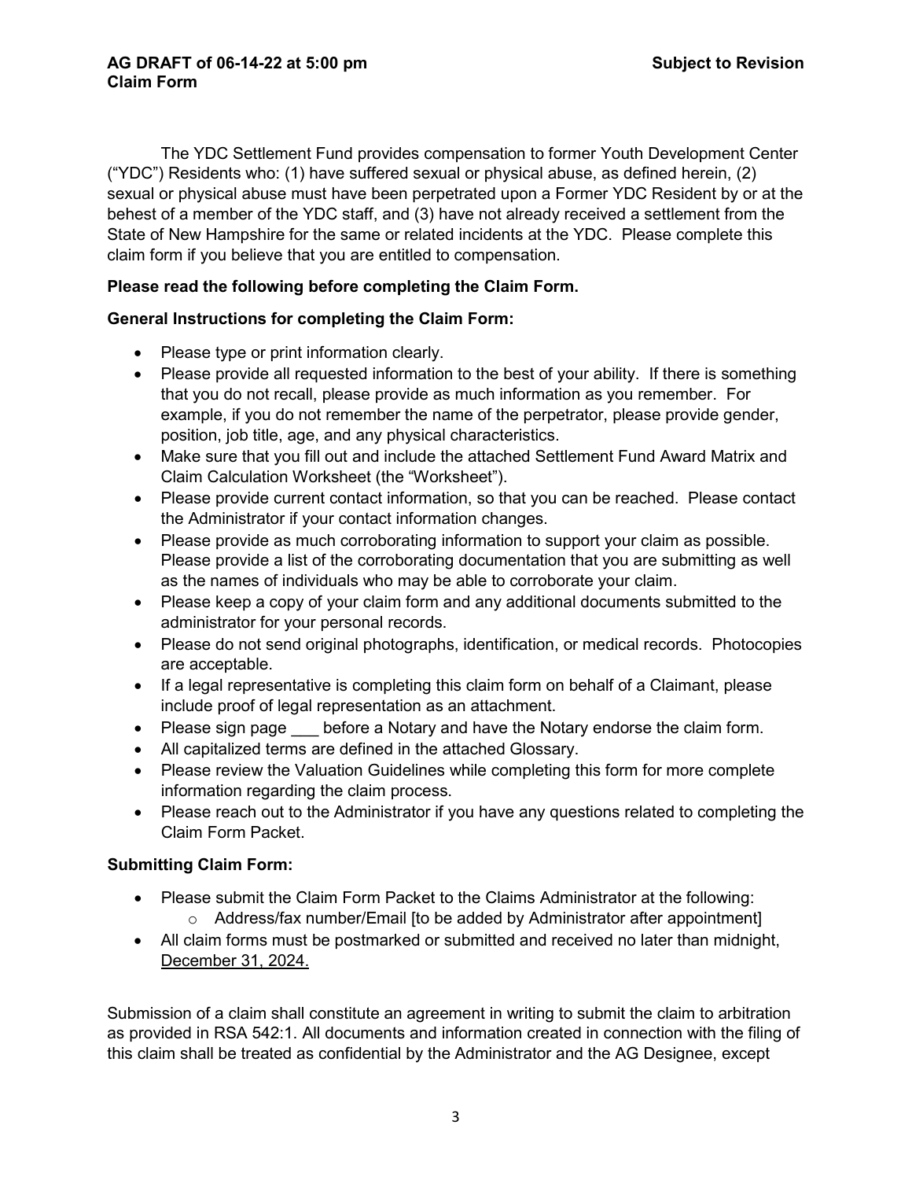**AG DRAFT of 06-14-22 at 5:00 pm** **Subject to Revision**
**Claim Form**

The YDC Settlement Fund provides compensation to former Youth Development Center ("YDC") Residents who: (1) have suffered sexual or physical abuse, as defined herein, (2) sexual or physical abuse must have been perpetrated upon a Former YDC Resident by or at the behest of a member of the YDC staff, and (3) have not already received a settlement from the State of New Hampshire for the same or related incidents at the YDC. Please complete this claim form if you believe that you are entitled to compensation.

**Please read the following before completing the Claim Form.**

**General Instructions for completing the Claim Form:**

- Please type or print information clearly.
- Please provide all requested information to the best of your ability. If there is something that you do not recall, please provide as much information as you remember. For example, if you do not remember the name of the perpetrator, please provide gender, position, job title, age, and any physical characteristics.
- Make sure that you fill out and include the attached Settlement Fund Award Matrix and Claim Calculation Worksheet (the "Worksheet").
- Please provide current contact information, so that you can be reached. Please contact the Administrator if your contact information changes.
- Please provide as much corroborating information to support your claim as possible. Please provide a list of the corroborating documentation that you are submitting as well as the names of individuals who may be able to corroborate your claim.
- Please keep a copy of your claim form and any additional documents submitted to the administrator for your personal records.
- Please do not send original photographs, identification, or medical records. Photocopies are acceptable.
- If a legal representative is completing this claim form on behalf of a Claimant, please include proof of legal representation as an attachment.
- Please sign page ___ before a Notary and have the Notary endorse the claim form.
- All capitalized terms are defined in the attached Glossary.
- Please review the Valuation Guidelines while completing this form for more complete information regarding the claim process.
- Please reach out to the Administrator if you have any questions related to completing the Claim Form Packet.

**Submitting Claim Form:**

- Please submit the Claim Form Packet to the Claims Administrator at the following:
  - Address/fax number/Email [to be added by Administrator after appointment]
- All claim forms must be postmarked or submitted and received no later than midnight, December 31, 2024.

Submission of a claim shall constitute an agreement in writing to submit the claim to arbitration as provided in RSA 542:1. All documents and information created in connection with the filing of this claim shall be treated as confidential by the Administrator and the AG Designee, except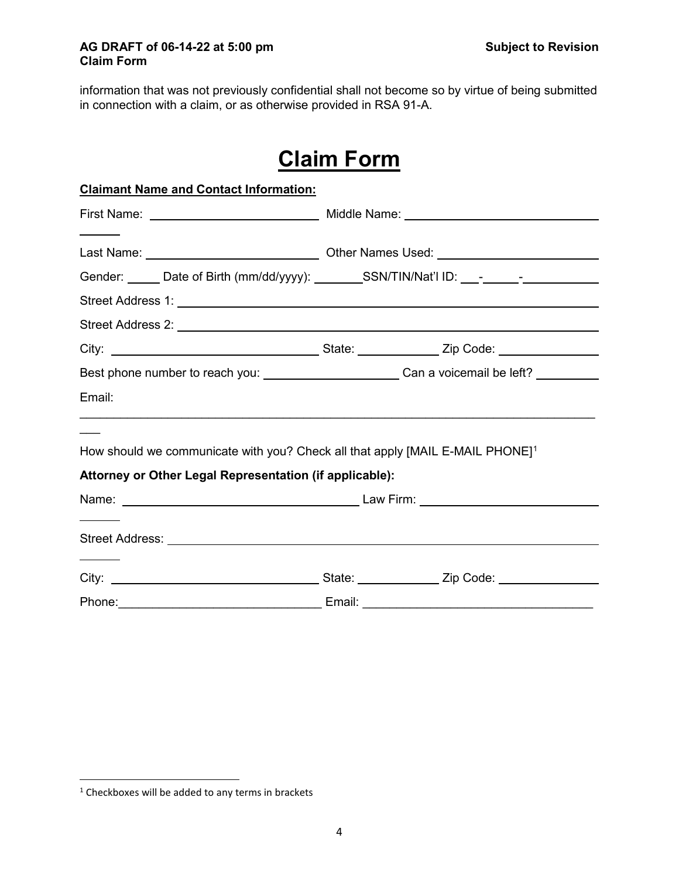information that was not previously confidential shall not become so by virtue of being submitted in connection with a claim, or as otherwise provided in RSA 91-A.

# Claim Form

**Claimant Name and Contact Information:**

First Name: ______________________ Middle Name: ______________________

Last Name: ______________________ Other Names Used: ______________________

Gender: _____ Date of Birth (mm/dd/yyyy): _______ SSN/TIN/Nat'l ID: ___-_____-__________

Street Address 1: ______________________________________________

Street Address 2: ______________________________________________

City: ______________________ State: ___________ Zip Code: ______________

Best phone number to reach you: __________________ Can a voicemail be left? ________

Email: ______________________________________________

How should we communicate with you? Check all that apply [MAIL E-MAIL PHONE][1]

**Attorney or Other Legal Representation (if applicable):**

Name: ______________________________ Law Firm: ______________________

Street Address: ______________________________________________

City: ______________________ State: ___________ Zip Code: ______________

Phone: ______________________________ Email: ______________________________

---

[1] Checkboxes will be added to any terms in brackets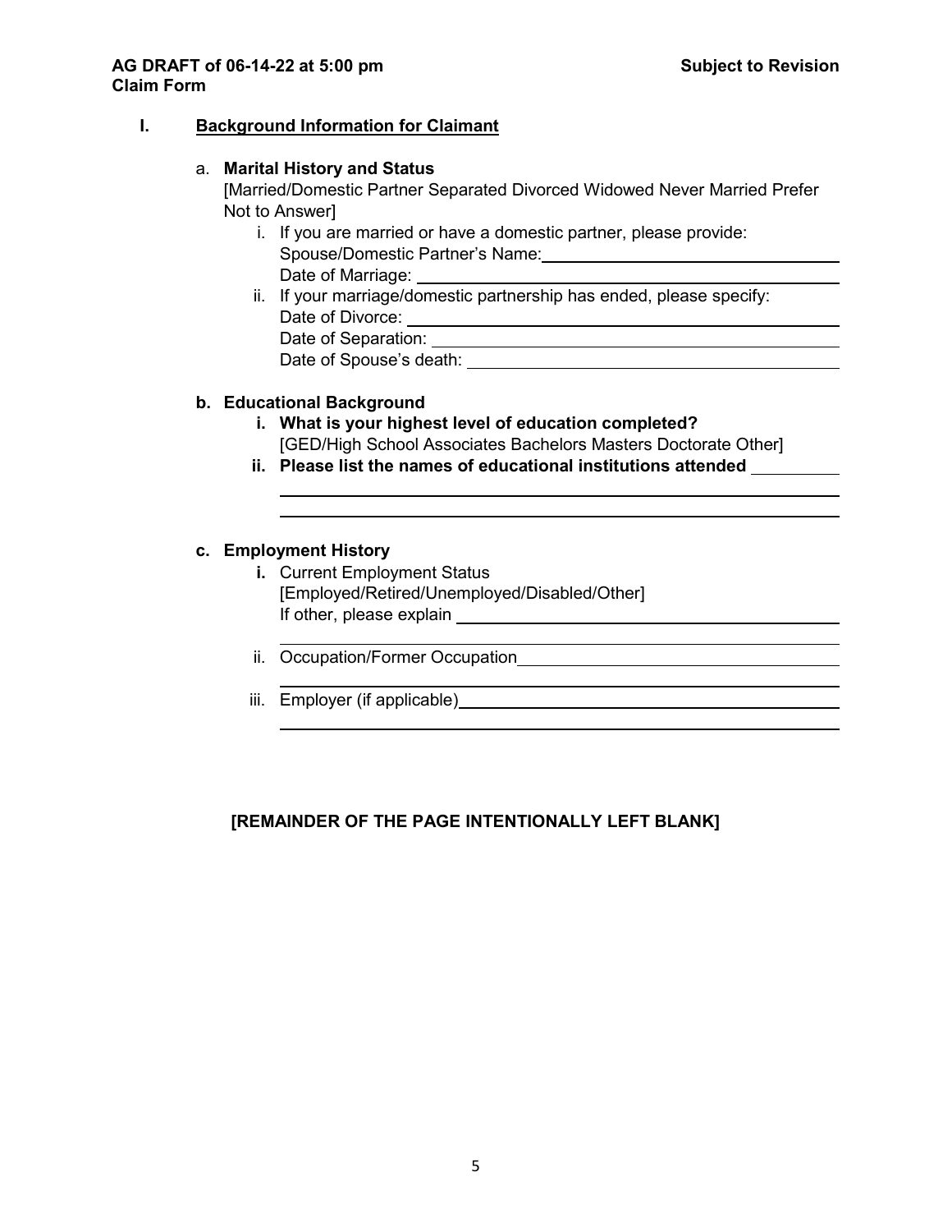## I. Background Information for Claimant

a. **Marital History and Status**

[Married/Domestic Partner Separated Divorced Widowed Never Married Prefer Not to Answer]

i. If you are married or have a domestic partner, please provide:
   Spouse/Domestic Partner's Name: ______________________________
   Date of Marriage: ______________________________

ii. If your marriage/domestic partnership has ended, please specify:
   Date of Divorce: ______________________________
   Date of Separation: ______________________________
   Date of Spouse's death: ______________________________

**b. Educational Background**

**i. What is your highest level of education completed?**
[GED/High School Associates Bachelors Masters Doctorate Other]

**ii. Please list the names of educational institutions attended** __________
______________________________
______________________________

**c. Employment History**

**i.** Current Employment Status
[Employed/Retired/Unemployed/Disabled/Other]
If other, please explain ______________________________
______________________________

ii. Occupation/Former Occupation ______________________________
______________________________

iii. Employer (if applicable) ______________________________
______________________________

**[REMAINDER OF THE PAGE INTENTIONALLY LEFT BLANK]**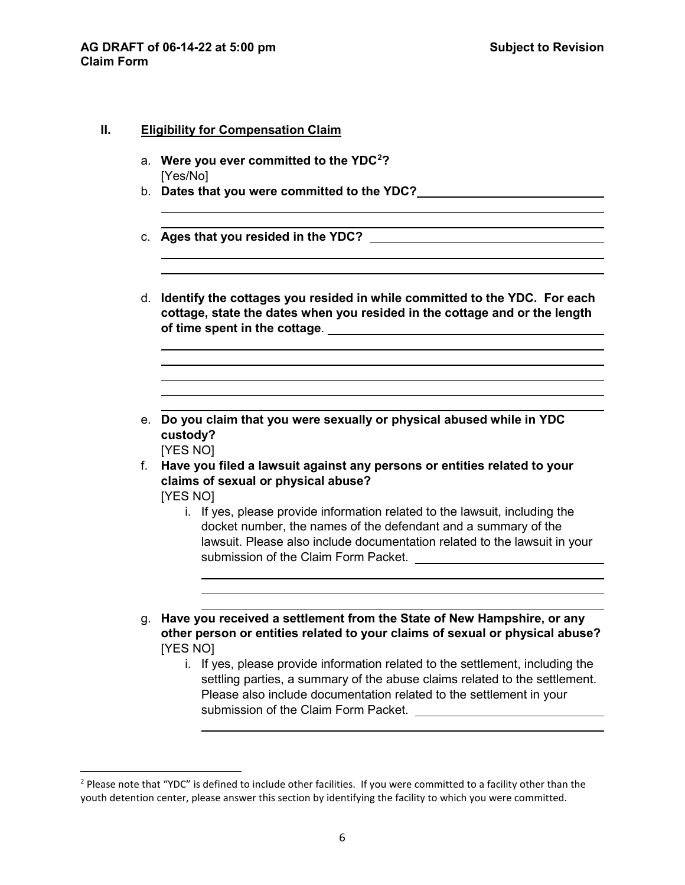## II. Eligibility for Compensation Claim

a. **Were you ever committed to the YDC[2]?**
   [Yes/No]

b. **Dates that you were committed to the YDC?** \_\_\_\_\_\_\_\_\_\_\_\_\_\_\_\_\_\_\_\_\_\_\_\_\_\_\_\_

c. **Ages that you resided in the YDC?** \_\_\_\_\_\_\_\_\_\_\_\_\_\_\_\_\_\_\_\_\_\_\_\_\_\_\_\_

d. **Identify the cottages you resided in while committed to the YDC. For each cottage, state the dates when you resided in the cottage and or the length of time spent in the cottage**. \_\_\_\_\_\_\_\_\_\_\_\_\_\_\_\_\_\_\_\_\_\_\_\_\_\_\_\_

e. **Do you claim that you were sexually or physical abused while in YDC custody?**
   [YES NO]

f. **Have you filed a lawsuit against any persons or entities related to your claims of sexual or physical abuse?**
   [YES NO]

   i. If yes, please provide information related to the lawsuit, including the docket number, the names of the defendant and a summary of the lawsuit. Please also include documentation related to the lawsuit in your submission of the Claim Form Packet. \_\_\_\_\_\_\_\_\_\_\_\_\_\_\_\_\_\_\_\_\_\_\_\_\_\_\_\_

g. **Have you received a settlement from the State of New Hampshire, or any other person or entities related to your claims of sexual or physical abuse?**
   [YES NO]

   i. If yes, please provide information related to the settlement, including the settling parties, a summary of the abuse claims related to the settlement. Please also include documentation related to the settlement in your submission of the Claim Form Packet. \_\_\_\_\_\_\_\_\_\_\_\_\_\_\_\_\_\_\_\_\_\_\_\_\_\_\_\_

---

[2] Please note that "YDC" is defined to include other facilities. If you were committed to a facility other than the youth detention center, please answer this section by identifying the facility to which you were committed.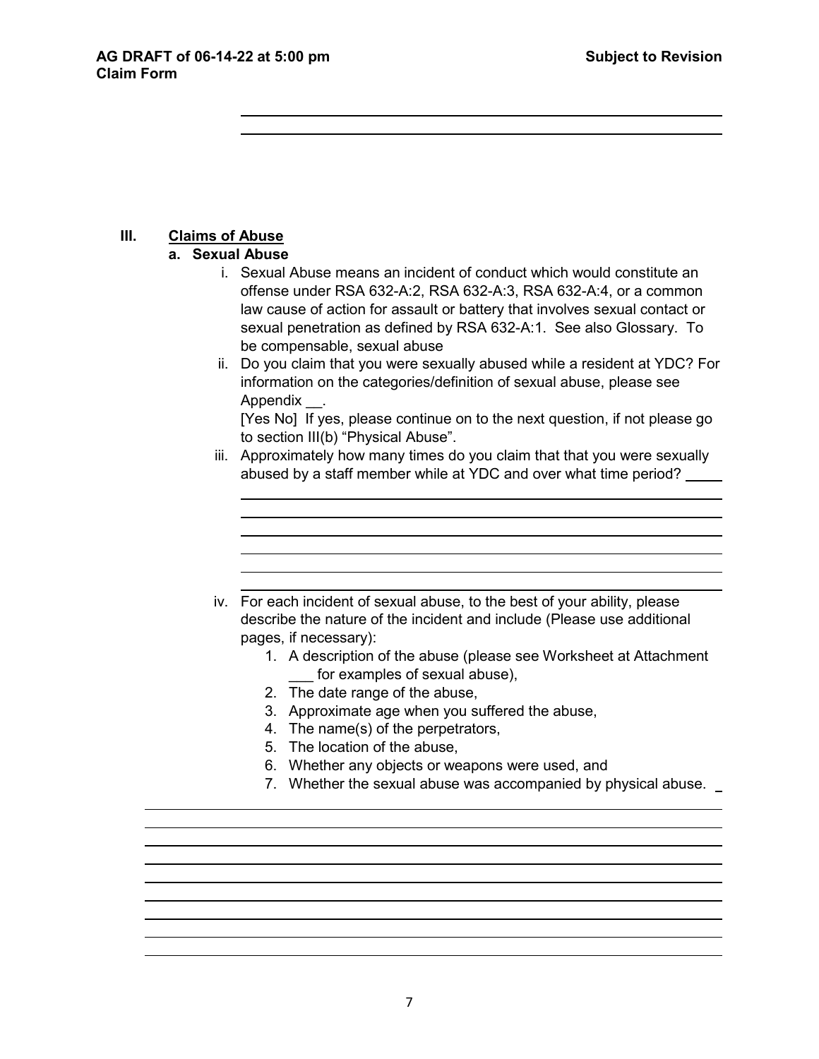## III. Claims of Abuse

### a. Sexual Abuse

i. Sexual Abuse means an incident of conduct which would constitute an offense under RSA 632-A:2, RSA 632-A:3, RSA 632-A:4, or a common law cause of action for assault or battery that involves sexual contact or sexual penetration as defined by RSA 632-A:1. See also Glossary. To be compensable, sexual abuse

ii. Do you claim that you were sexually abused while a resident at YDC? For information on the categories/definition of sexual abuse, please see Appendix __.

[Yes No] If yes, please continue on to the next question, if not please go to section III(b) "Physical Abuse".

iii. Approximately how many times do you claim that that you were sexually abused by a staff member while at YDC and over what time period? _____

iv. For each incident of sexual abuse, to the best of your ability, please describe the nature of the incident and include (Please use additional pages, if necessary):

1. A description of the abuse (please see Worksheet at Attachment ___ for examples of sexual abuse),
2. The date range of the abuse,
3. Approximate age when you suffered the abuse,
4. The name(s) of the perpetrators,
5. The location of the abuse,
6. Whether any objects or weapons were used, and
7. Whether the sexual abuse was accompanied by physical abuse. _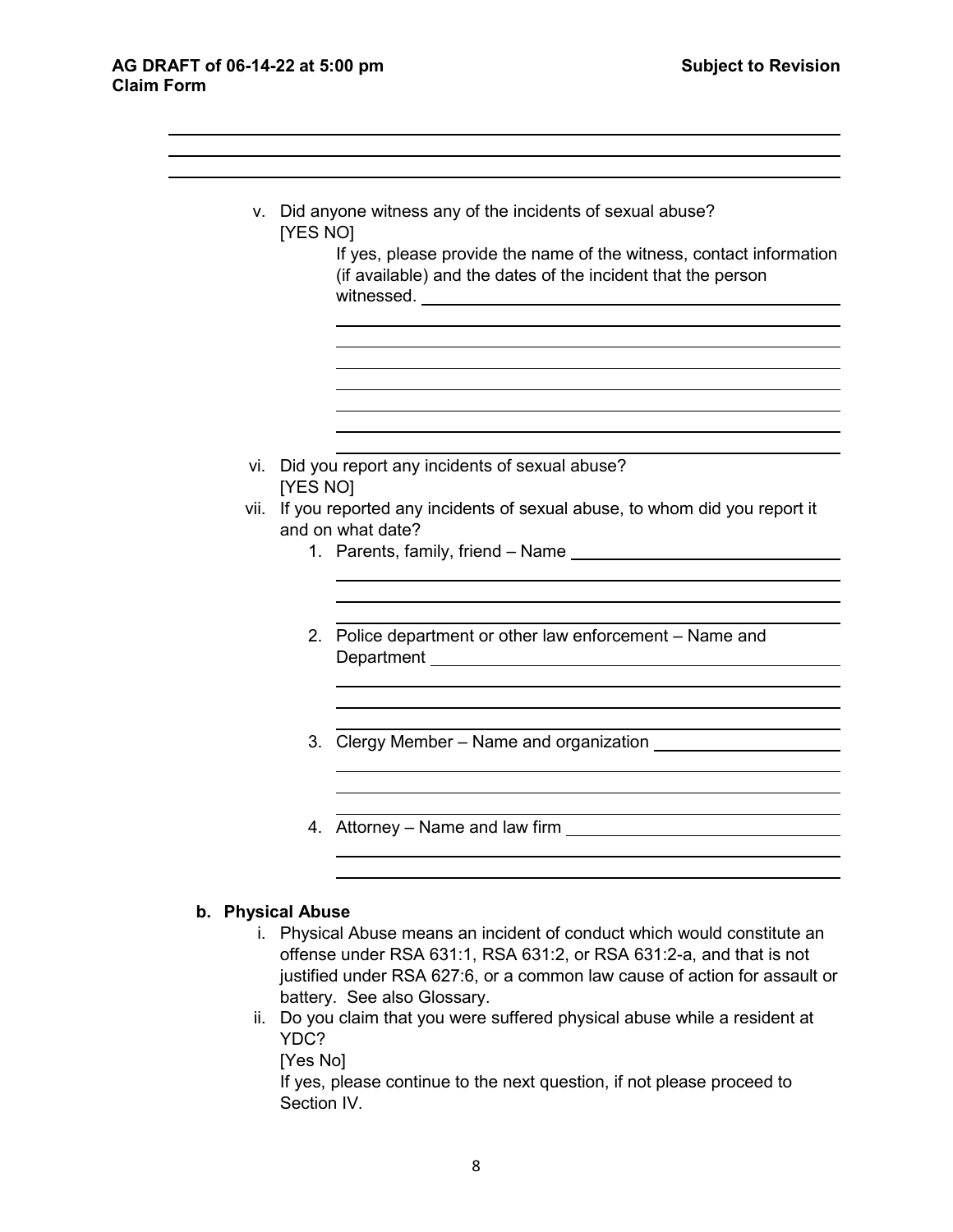v. Did anyone witness any of the incidents of sexual abuse?
   [YES NO]

   If yes, please provide the name of the witness, contact information (if available) and the dates of the incident that the person witnessed. ______________________________

vi. Did you report any incidents of sexual abuse?
   [YES NO]

vii. If you reported any incidents of sexual abuse, to whom did you report it and on what date?

   1. Parents, family, friend – Name ______________________________
   2. Police department or other law enforcement – Name and Department ______________________________
   3. Clergy Member – Name and organization ______________________________
   4. Attorney – Name and law firm ______________________________

**b. Physical Abuse**

i. Physical Abuse means an incident of conduct which would constitute an offense under RSA 631:1, RSA 631:2, or RSA 631:2-a, and that is not justified under RSA 627:6, or a common law cause of action for assault or battery. See also Glossary.

ii. Do you claim that you were suffered physical abuse while a resident at YDC?

   [Yes No]

   If yes, please continue to the next question, if not please proceed to Section IV.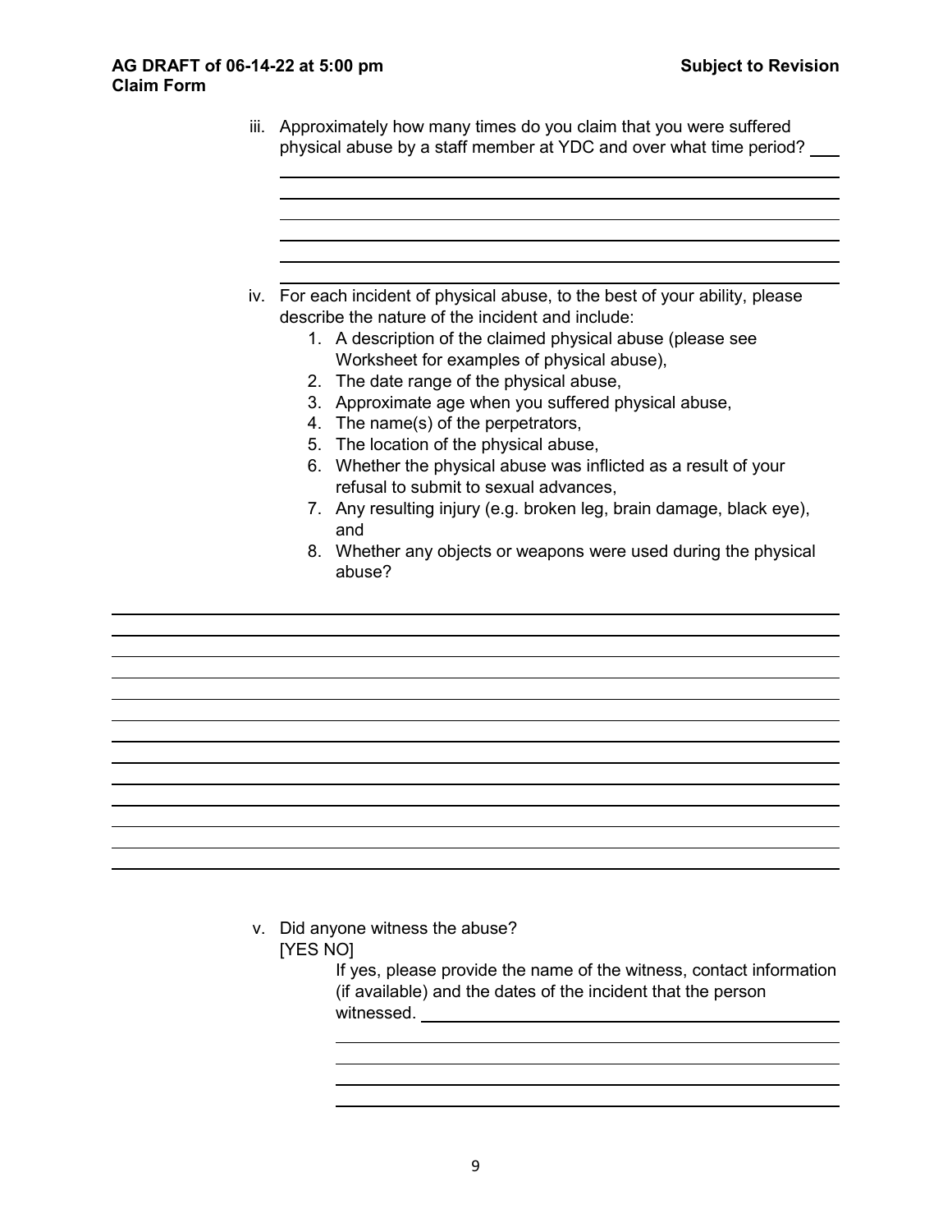iii. Approximately how many times do you claim that you were suffered physical abuse by a staff member at YDC and over what time period? ___

iv. For each incident of physical abuse, to the best of your ability, please describe the nature of the incident and include:

1. A description of the claimed physical abuse (please see Worksheet for examples of physical abuse),
2. The date range of the physical abuse,
3. Approximate age when you suffered physical abuse,
4. The name(s) of the perpetrators,
5. The location of the physical abuse,
6. Whether the physical abuse was inflicted as a result of your refusal to submit to sexual advances,
7. Any resulting injury (e.g. broken leg, brain damage, black eye), and
8. Whether any objects or weapons were used during the physical abuse?

v. Did anyone witness the abuse?
[YES NO]

If yes, please provide the name of the witness, contact information (if available) and the dates of the incident that the person witnessed. ___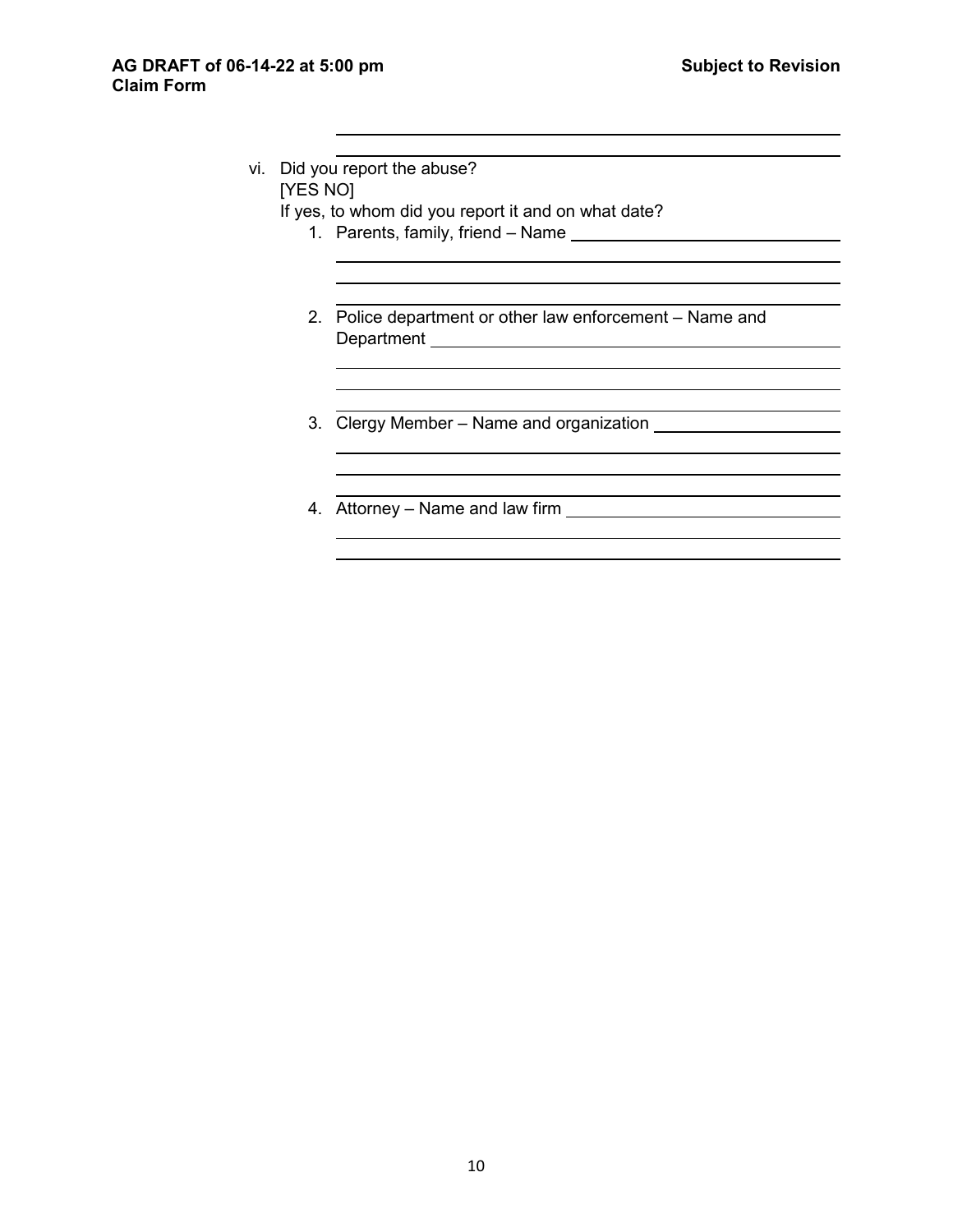______________________________________________
______________________________________________

vi. Did you report the abuse?
    [YES NO]
    If yes, to whom did you report it and on what date?
    1. Parents, family, friend – Name ____________________________
       ______________________________________________
       ______________________________________________
       ______________________________________________
    2. Police department or other law enforcement – Name and Department ____________________________
       ______________________________________________
       ______________________________________________
       ______________________________________________
    3. Clergy Member – Name and organization ____________________
       ______________________________________________
       ______________________________________________
       ______________________________________________
    4. Attorney – Name and law firm ____________________________
       ______________________________________________
       ______________________________________________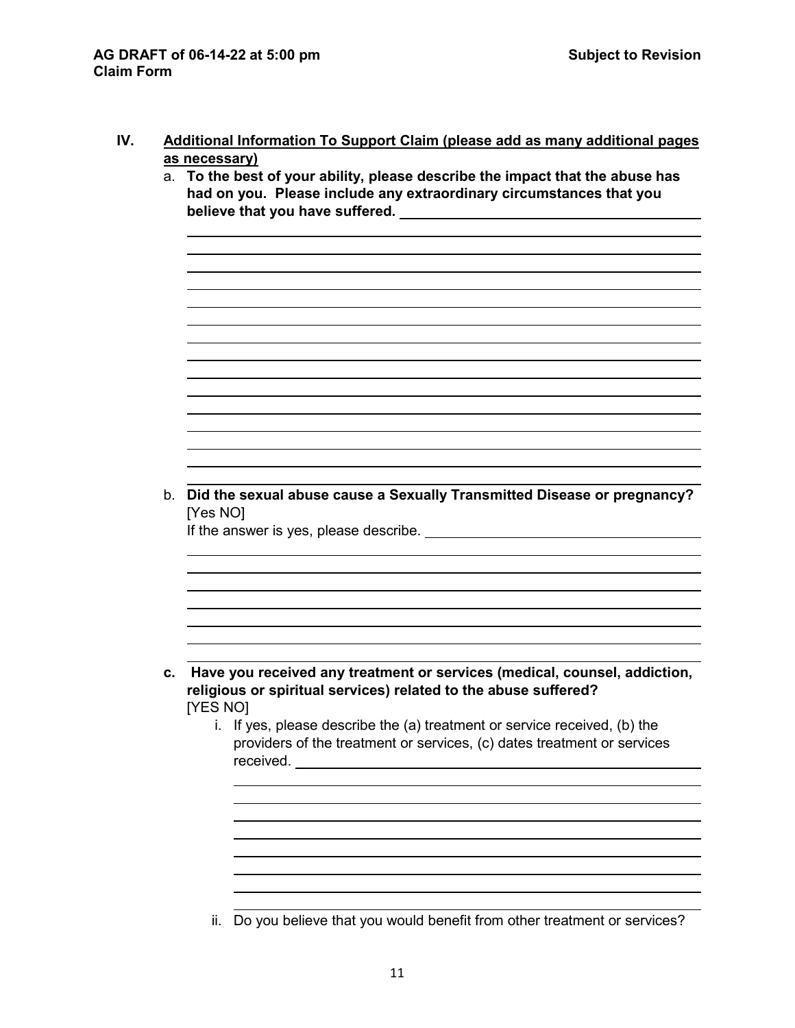## IV. Additional Information To Support Claim (please add as many additional pages as necessary)

a. **To the best of your ability, please describe the impact that the abuse has had on you. Please include any extraordinary circumstances that you believe that you have suffered.** ______________________________

b. **Did the sexual abuse cause a Sexually Transmitted Disease or pregnancy?**
[Yes NO]
If the answer is yes, please describe. ______________________________

c. **Have you received any treatment or services (medical, counsel, addiction, religious or spiritual services) related to the abuse suffered?**
[YES NO]

   i. If yes, please describe the (a) treatment or service received, (b) the providers of the treatment or services, (c) dates treatment or services received. ______________________________

   ii. Do you believe that you would benefit from other treatment or services?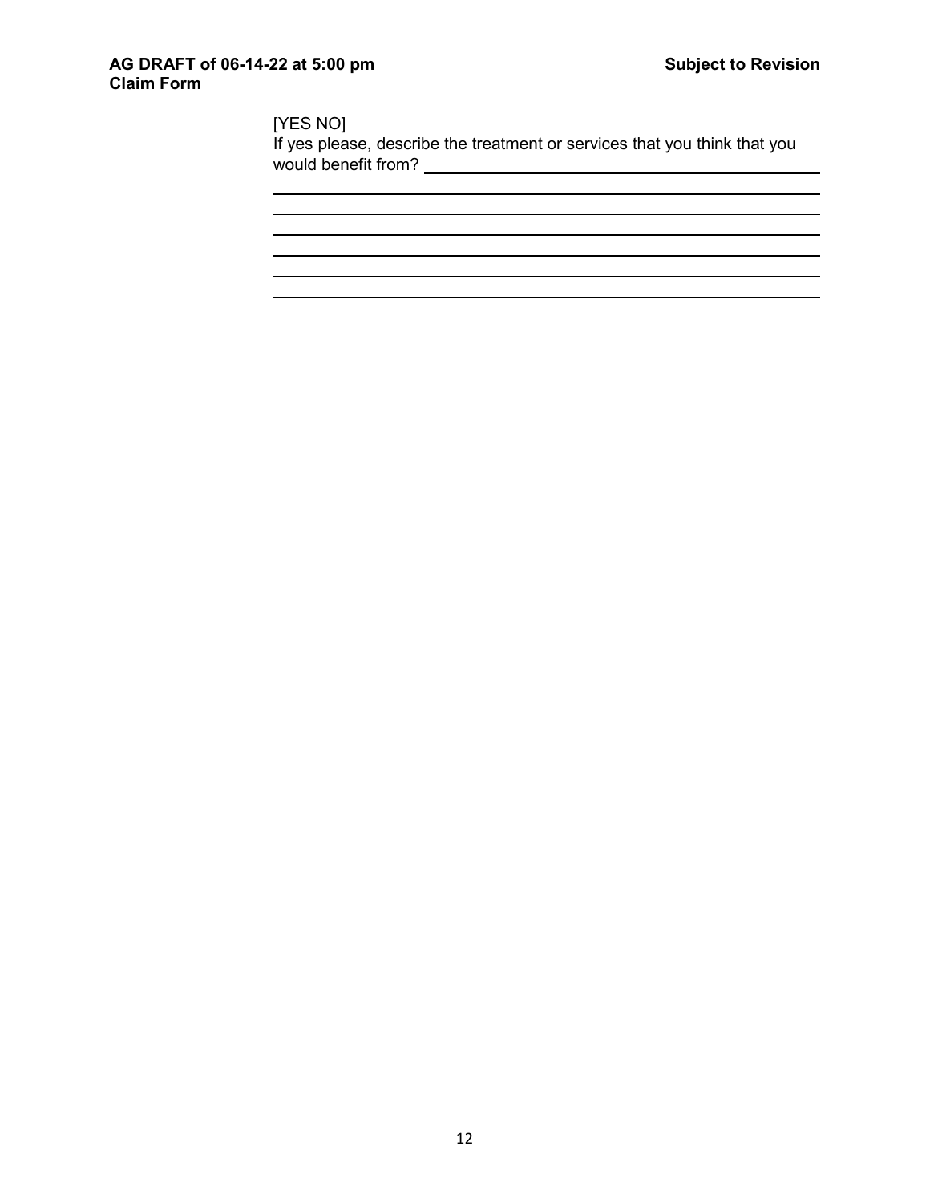[YES NO]

If yes please, describe the treatment or services that you think that you would benefit from? ______________________________

______________________________________________________________

______________________________________________________________

______________________________________________________________

______________________________________________________________

______________________________________________________________

______________________________________________________________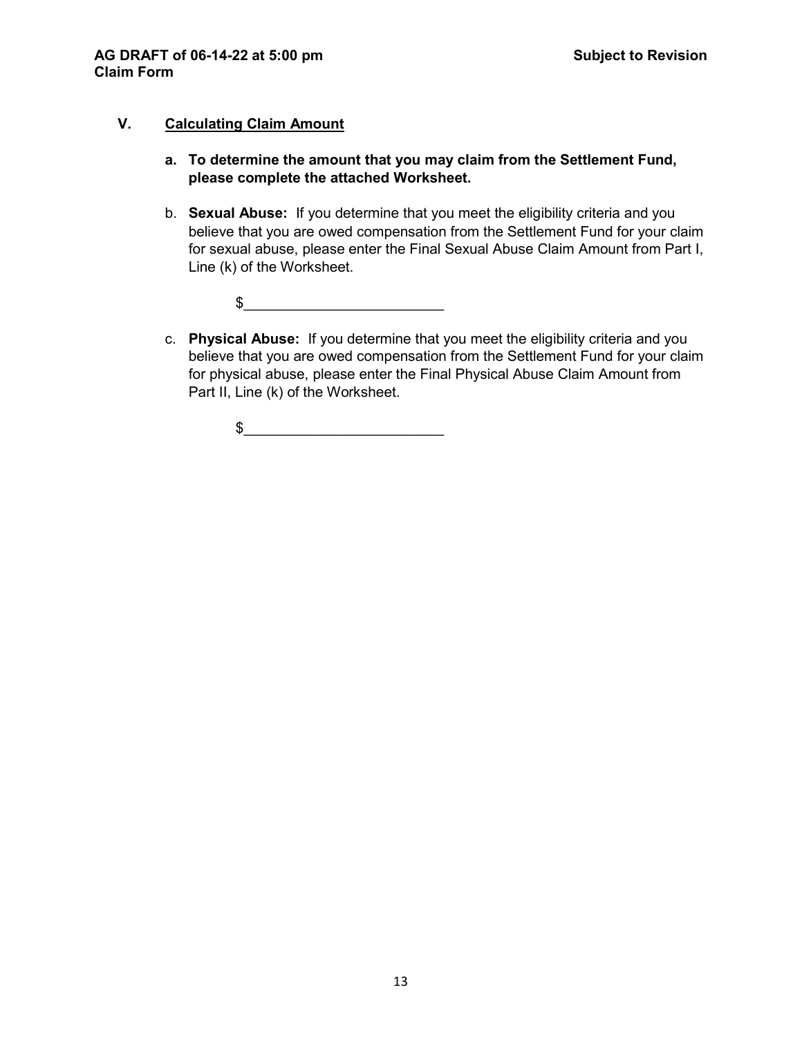## V. Calculating Claim Amount

a. **To determine the amount that you may claim from the Settlement Fund, please complete the attached Worksheet.**

b. **Sexual Abuse:** If you determine that you meet the eligibility criteria and you believe that you are owed compensation from the Settlement Fund for your claim for sexual abuse, please enter the Final Sexual Abuse Claim Amount from Part I, Line (k) of the Worksheet.

$_________________________

c. **Physical Abuse:** If you determine that you meet the eligibility criteria and you believe that you are owed compensation from the Settlement Fund for your claim for physical abuse, please enter the Final Physical Abuse Claim Amount from Part II, Line (k) of the Worksheet.

$_________________________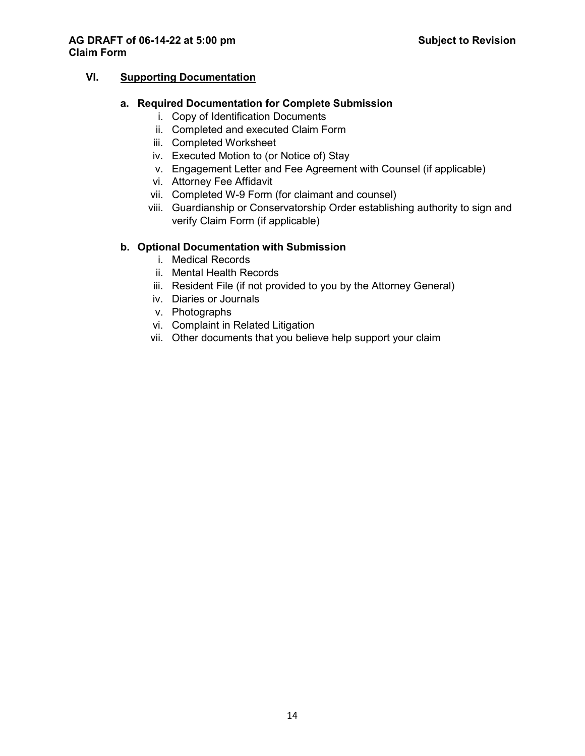## VI. Supporting Documentation

### a. Required Documentation for Complete Submission

i. Copy of Identification Documents
ii. Completed and executed Claim Form
iii. Completed Worksheet
iv. Executed Motion to (or Notice of) Stay
v. Engagement Letter and Fee Agreement with Counsel (if applicable)
vi. Attorney Fee Affidavit
vii. Completed W-9 Form (for claimant and counsel)
viii. Guardianship or Conservatorship Order establishing authority to sign and verify Claim Form (if applicable)

### b. Optional Documentation with Submission

i. Medical Records
ii. Mental Health Records
iii. Resident File (if not provided to you by the Attorney General)
iv. Diaries or Journals
v. Photographs
vi. Complaint in Related Litigation
vii. Other documents that you believe help support your claim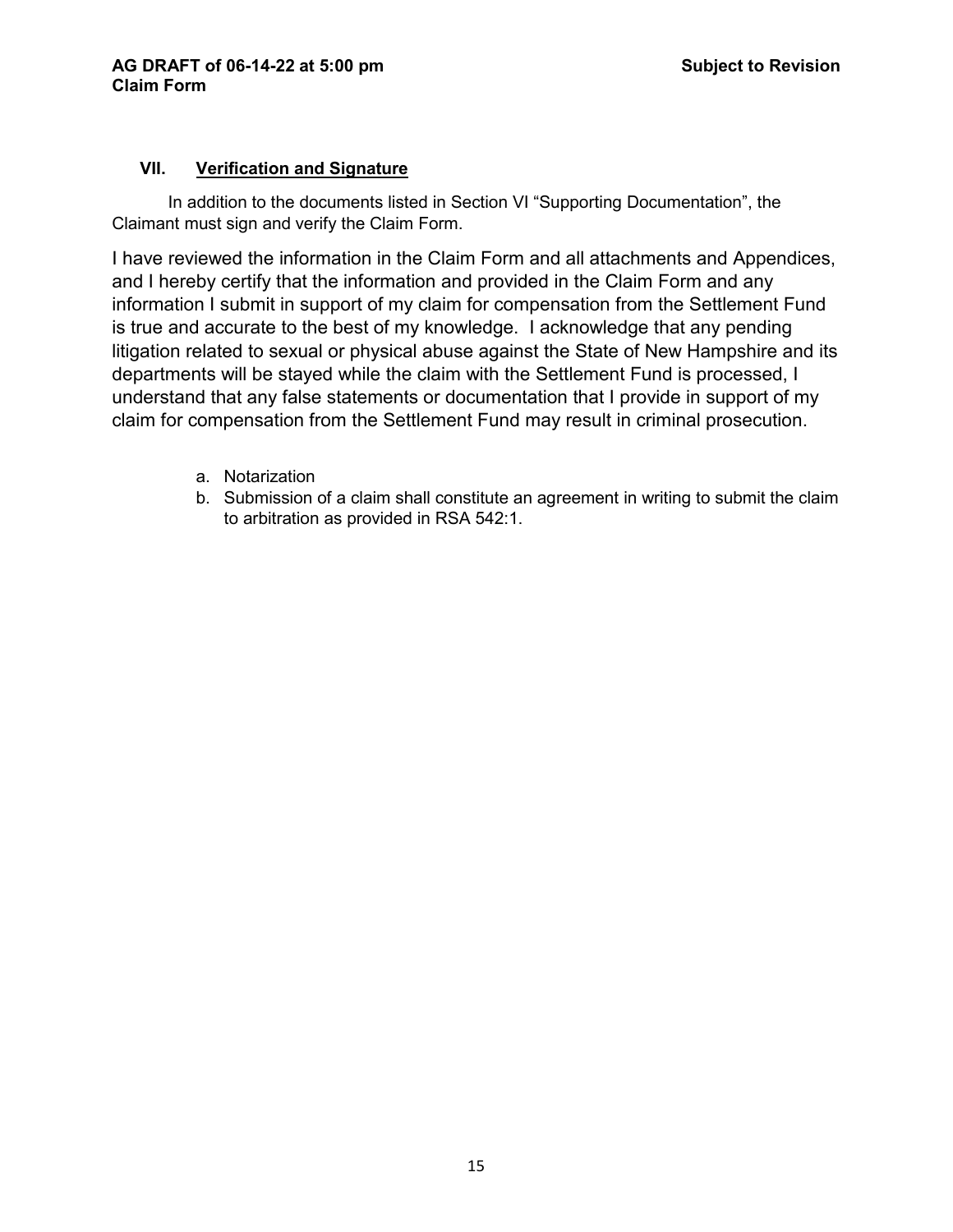## VII. Verification and Signature

In addition to the documents listed in Section VI "Supporting Documentation", the Claimant must sign and verify the Claim Form.

I have reviewed the information in the Claim Form and all attachments and Appendices, and I hereby certify that the information and provided in the Claim Form and any information I submit in support of my claim for compensation from the Settlement Fund is true and accurate to the best of my knowledge. I acknowledge that any pending litigation related to sexual or physical abuse against the State of New Hampshire and its departments will be stayed while the claim with the Settlement Fund is processed, I understand that any false statements or documentation that I provide in support of my claim for compensation from the Settlement Fund may result in criminal prosecution.

a. Notarization
b. Submission of a claim shall constitute an agreement in writing to submit the claim to arbitration as provided in RSA 542:1.